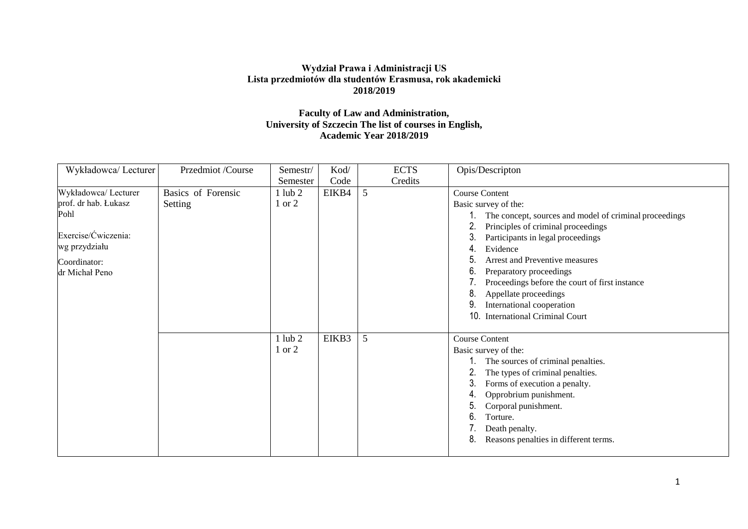**Wydział Prawa i Administracji US**
**Lista przedmiotów dla studentów Erasmusa, rok akademicki 2018/2019**

**Faculty of Law and Administration,**
**University of Szczecin The list of courses in English,**
**Academic Year 2018/2019**

| Wykładowca/ Lecturer | Przedmiot /Course | Semestr/ Semester | Kod/ Code | ECTS Credits | Opis/Descripton |
|---|---|---|---|---|---|
| Wykładowca/ Lecturer<br>prof. dr hab. Łukasz Pohl<br><br>Exercise/Ćwiczenia:<br>wg przydziału<br><br>Coordinator:<br>dr Michał Peno | Basics of Forensic Setting | 1 lub 2<br>1 or 2 | EIKB4 | 5 | Course Content<br>Basic survey of the:<br>1. The concept, sources and model of criminal proceedings<br>2. Principles of criminal proceedings<br>3. Participants in legal proceedings<br>4. Evidence<br>5. Arrest and Preventive measures<br>6. Preparatory proceedings<br>7. Proceedings before the court of first instance<br>8. Appellate proceedings<br>9. International cooperation<br>10. International Criminal Court |
| | | 1 lub 2<br>1 or 2 | EIKB3 | 5 | Course Content<br>Basic survey of the:<br>1. The sources of criminal penalties.<br>2. The types of criminal penalties.<br>3. Forms of execution a penalty.<br>4. Opprobrium punishment.<br>5. Corporal punishment.<br>6. Torture.<br>7. Death penalty.<br>8. Reasons penalties in different terms. |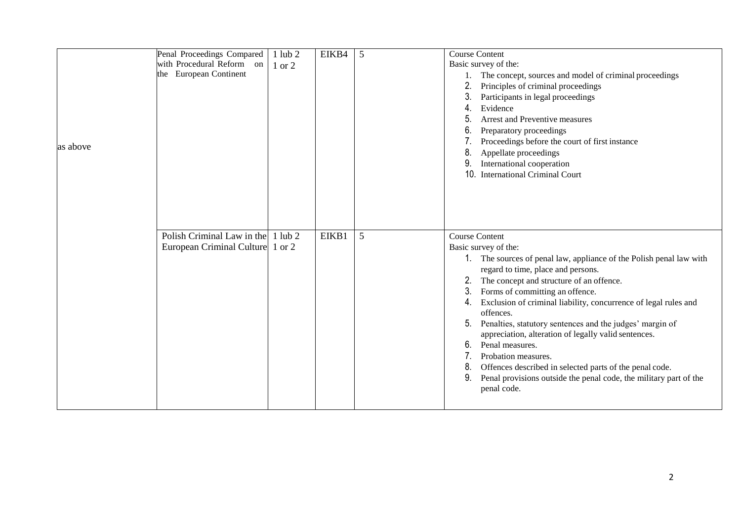| | | | | | |
|---|---|---|---|---|---|
| as above | Penal Proceedings Compared with Procedural Reform on the European Continent | 1 lub 2<br>1 or 2 | EIKB4 | 5 | Course Content<br>Basic survey of the:<br>1. The concept, sources and model of criminal proceedings<br>2. Principles of criminal proceedings<br>3. Participants in legal proceedings<br>4. Evidence<br>5. Arrest and Preventive measures<br>6. Preparatory proceedings<br>7. Proceedings before the court of first instance<br>8. Appellate proceedings<br>9. International cooperation<br>10. International Criminal Court |
| | Polish Criminal Law in the European Criminal Culture | 1 lub 2<br>1 or 2 | EIKB1 | 5 | Course Content<br>Basic survey of the:<br>1. The sources of penal law, appliance of the Polish penal law with regard to time, place and persons.<br>2. The concept and structure of an offence.<br>3. Forms of committing an offence.<br>4. Exclusion of criminal liability, concurrence of legal rules and offences.<br>5. Penalties, statutory sentences and the judges' margin of appreciation, alteration of legally valid sentences.<br>6. Penal measures.<br>7. Probation measures.<br>8. Offences described in selected parts of the penal code.<br>9. Penal provisions outside the penal code, the military part of the penal code. |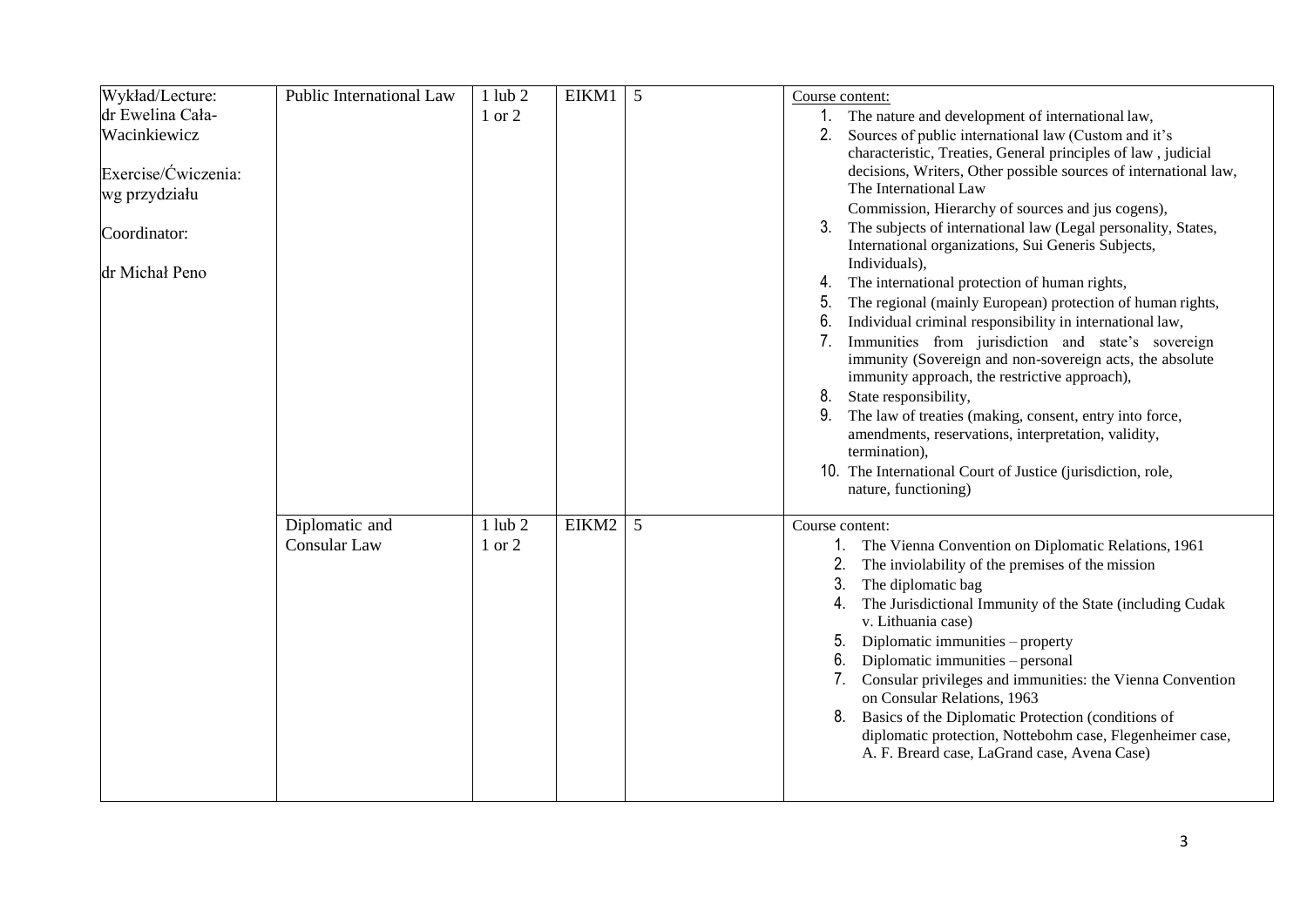| Wykład/Lecture: dr Ewelina Cała-Wacinkiewicz<br><br>Exercise/Ćwiczenia: wg przydziału<br><br>Coordinator:<br><br>dr Michał Peno | Public International Law | 1 lub 2<br>1 or 2 | EIKM1 | 5 | Course content:<br>1. The nature and development of international law,<br>2. Sources of public international law (Custom and it's characteristic, Treaties, General principles of law , judicial decisions, Writers, Other possible sources of international law, The International Law Commission, Hierarchy of sources and jus cogens),<br>3. The subjects of international law (Legal personality, States, International organizations, Sui Generis Subjects, Individuals),<br>4. The international protection of human rights,<br>5. The regional (mainly European) protection of human rights,<br>6. Individual criminal responsibility in international law,<br>7. Immunities from jurisdiction and state's sovereign immunity (Sovereign and non-sovereign acts, the absolute immunity approach, the restrictive approach),<br>8. State responsibility,<br>9. The law of treaties (making, consent, entry into force, amendments, reservations, interpretation, validity, termination),<br>10. The International Court of Justice (jurisdiction, role, nature, functioning) |
|---|---|---|---|---|---|
| | Diplomatic and Consular Law | 1 lub 2<br>1 or 2 | EIKM2 | 5 | Course content:<br>1. The Vienna Convention on Diplomatic Relations, 1961<br>2. The inviolability of the premises of the mission<br>3. The diplomatic bag<br>4. The Jurisdictional Immunity of the State (including Cudak v. Lithuania case)<br>5. Diplomatic immunities – property<br>6. Diplomatic immunities – personal<br>7. Consular privileges and immunities: the Vienna Convention on Consular Relations, 1963<br>8. Basics of the Diplomatic Protection (conditions of diplomatic protection, Nottebohm case, Flegenheimer case, A. F. Breard case, LaGrand case, Avena Case) |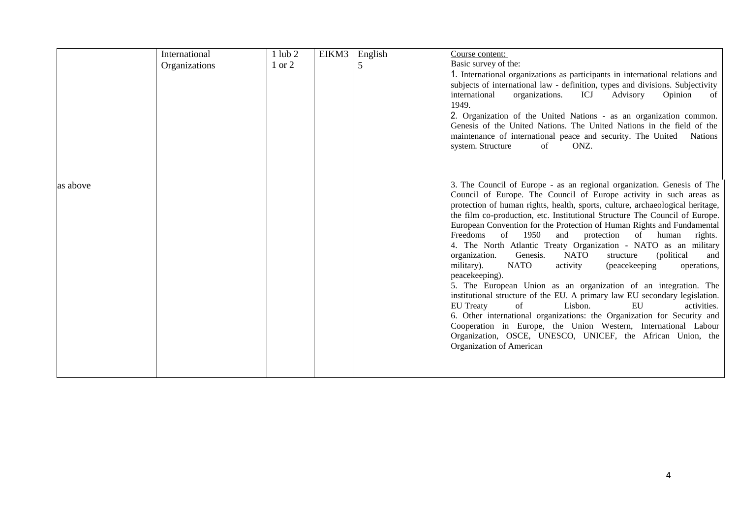|  | International Organizations | 1 lub 2<br>1 or 2 | EIKM3 | English<br>5 | Course content:<br>Basic survey of the:<br>1. International organizations as participants in international relations and subjects of international law - definition, types and divisions. Subjectivity international organizations. ICJ Advisory Opinion of 1949.<br>2. Organization of the United Nations - as an organization common. Genesis of the United Nations. The United Nations in the field of the maintenance of international peace and security. The United Nations system. Structure of ONZ. |
|---|---|---|---|---|---|
| as above |  |  |  |  | 3. The Council of Europe - as an regional organization. Genesis of The Council of Europe. The Council of Europe activity in such areas as protection of human rights, health, sports, culture, archaeological heritage, the film co-production, etc. Institutional Structure The Council of Europe. European Convention for the Protection of Human Rights and Fundamental Freedoms of 1950 and protection of human rights.<br>4. The North Atlantic Treaty Organization - NATO as an military organization. Genesis. NATO structure (political and military). NATO activity (peacekeeping operations, peacekeeping).<br>5. The European Union as an organization of an integration. The institutional structure of the EU. A primary law EU secondary legislation. EU Treaty of Lisbon. EU activities.<br>6. Other international organizations: the Organization for Security and Cooperation in Europe, the Union Western, International Labour Organization, OSCE, UNESCO, UNICEF, the African Union, the Organization of American |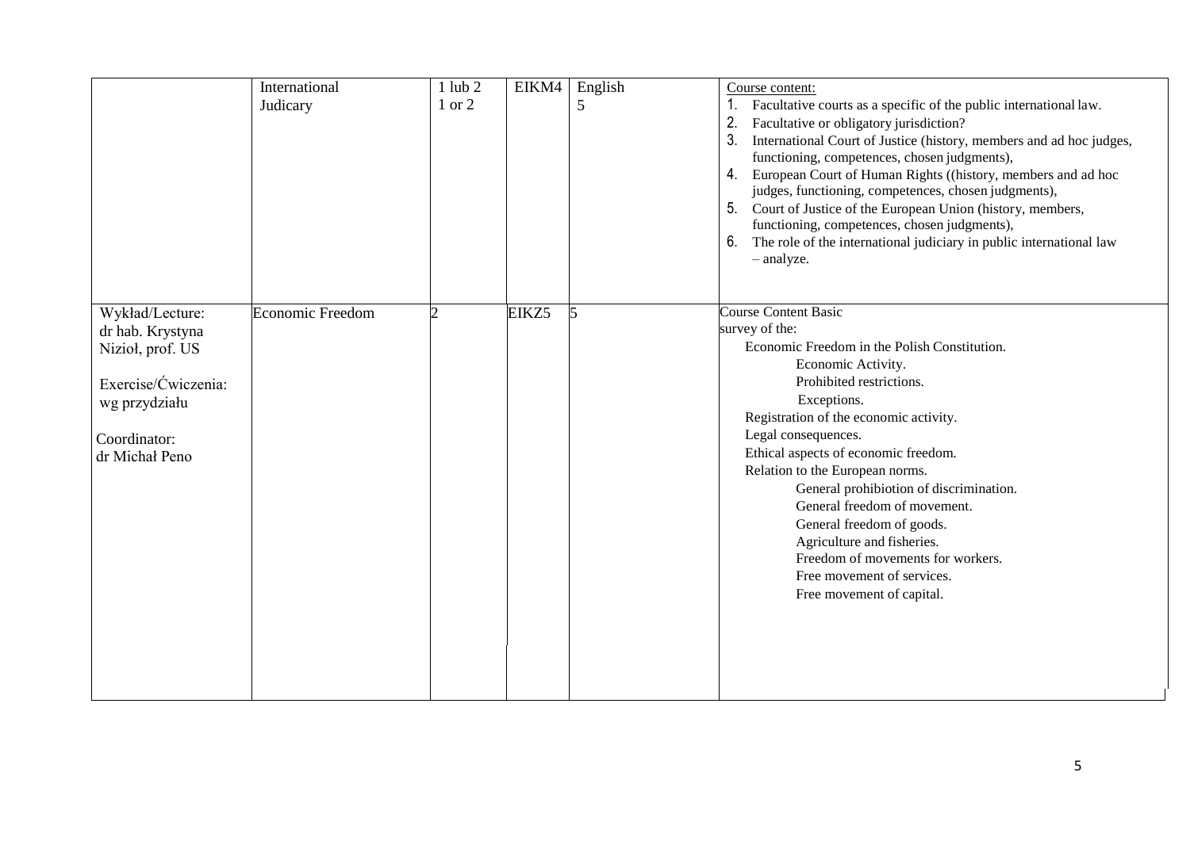|  | International Judicary | 1 lub 2<br>1 or 2 | EIKM4 | English<br>5 | Course content:<br>1. Facultative courts as a specific of the public international law.<br>2. Facultative or obligatory jurisdiction?<br>3. International Court of Justice (history, members and ad hoc judges, functioning, competences, chosen judgments),<br>4. European Court of Human Rights ((history, members and ad hoc judges, functioning, competences, chosen judgments),<br>5. Court of Justice of the European Union (history, members, functioning, competences, chosen judgments),<br>6. The role of the international judiciary in public international law – analyze. |
|---|---|---|---|---|---|
| Wykład/Lecture:<br>dr hab. Krystyna Nizioł, prof. US<br><br>Exercise/Ćwiczenia:<br>wg przydziału<br><br>Coordinator:<br>dr Michał Peno | Economic Freedom | 2 | EIKZ5 | 5 | Course Content Basic survey of the:<br>Economic Freedom in the Polish Constitution.<br>Economic Activity.<br>Prohibited restrictions.<br>Exceptions.<br>Registration of the economic activity.<br>Legal consequences.<br>Ethical aspects of economic freedom.<br>Relation to the European norms.<br>General prohibiotion of discrimination.<br>General freedom of movement.<br>General freedom of goods.<br>Agriculture and fisheries.<br>Freedom of movements for workers.<br>Free movement of services.<br>Free movement of capital. |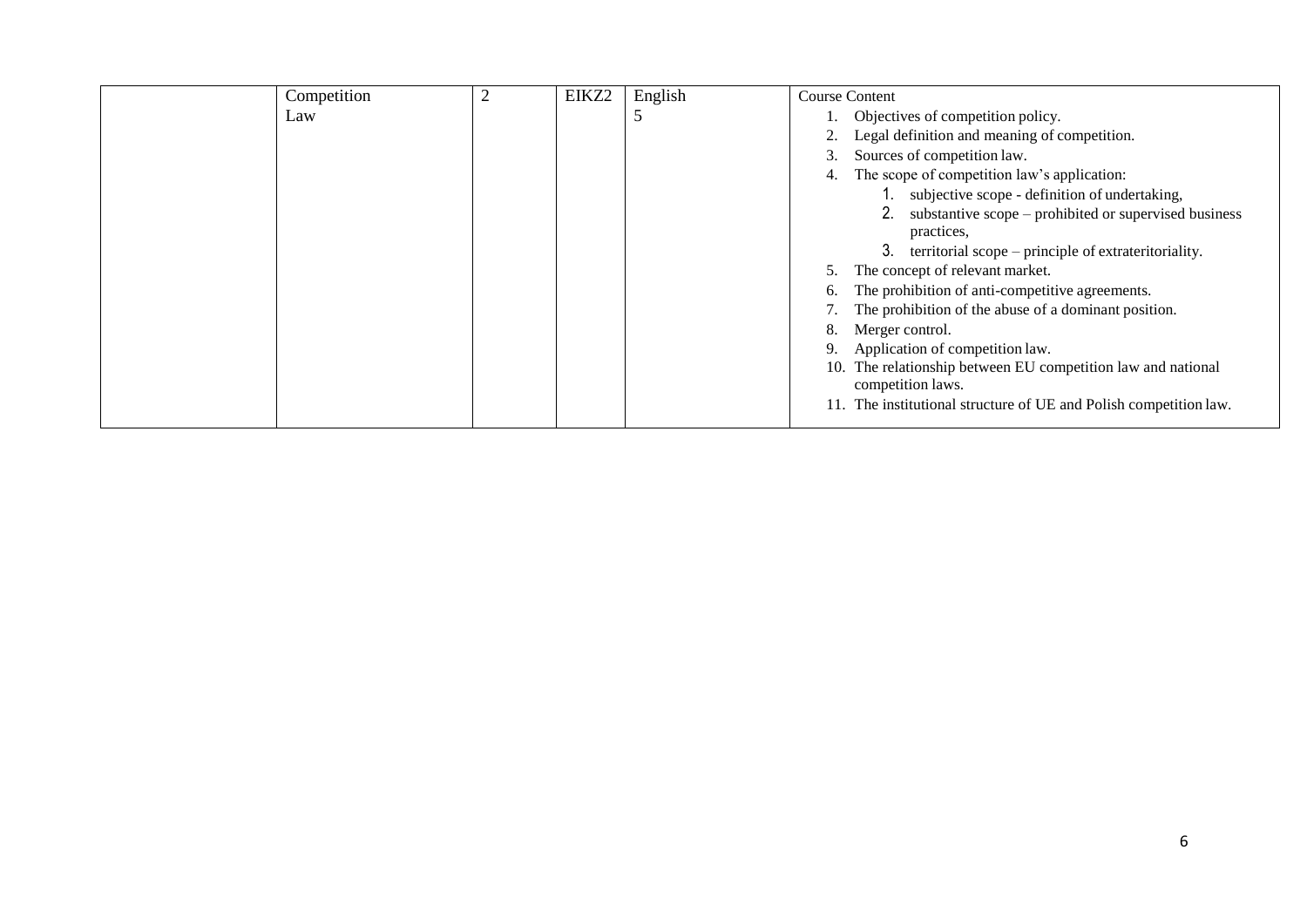| | | | | | |
|---|---|---|---|---|---|
| | Competition Law | 2 | EIKZ2 | English 5 | Course Content<br>1. Objectives of competition policy.<br>2. Legal definition and meaning of competition.<br>3. Sources of competition law.<br>4. The scope of competition law's application:<br>&nbsp;&nbsp;&nbsp;&nbsp;1. subjective scope - definition of undertaking,<br>&nbsp;&nbsp;&nbsp;&nbsp;2. substantive scope – prohibited or supervised business practices,<br>&nbsp;&nbsp;&nbsp;&nbsp;3. territorial scope – principle of extrateritoriality.<br>5. The concept of relevant market.<br>6. The prohibition of anti-competitive agreements.<br>7. The prohibition of the abuse of a dominant position.<br>8. Merger control.<br>9. Application of competition law.<br>10. The relationship between EU competition law and national competition laws.<br>11. The institutional structure of UE and Polish competition law. |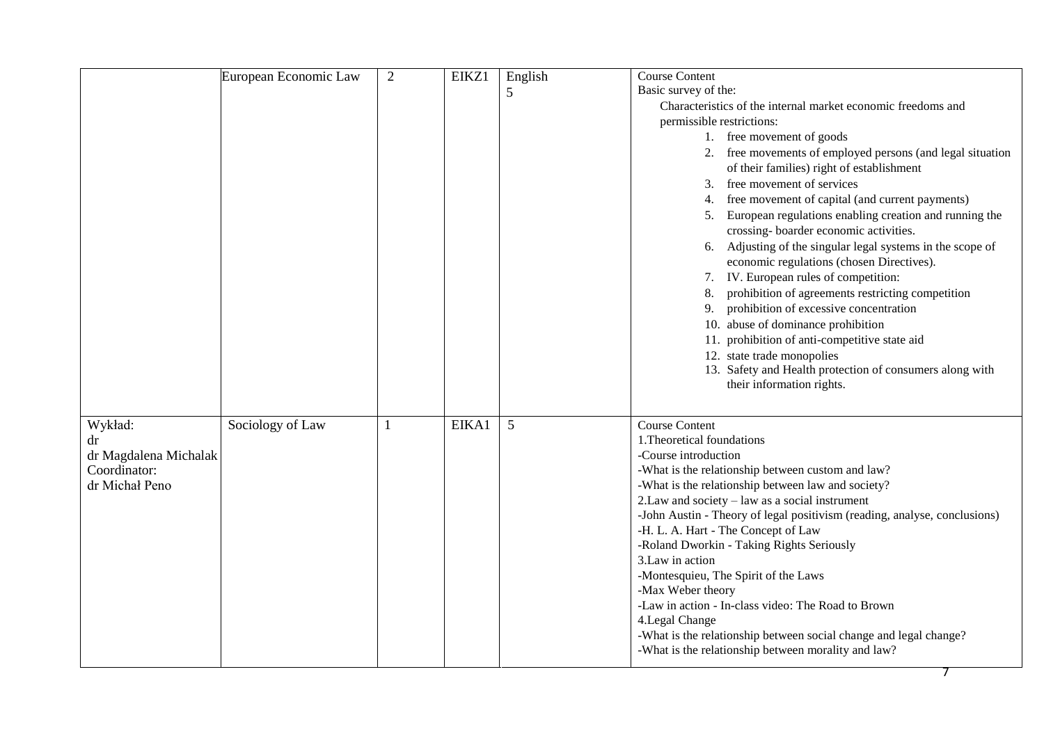| | | | | | |
|---|---|---|---|---|---|
| | European Economic Law | 2 | EIKZ1 | English<br>5 | Course Content<br>Basic survey of the:<br>Characteristics of the internal market economic freedoms and permissible restrictions:<br>1. free movement of goods<br>2. free movements of employed persons (and legal situation of their families) right of establishment<br>3. free movement of services<br>4. free movement of capital (and current payments)<br>5. European regulations enabling creation and running the crossing- boarder economic activities.<br>6. Adjusting of the singular legal systems in the scope of economic regulations (chosen Directives).<br>7. IV. European rules of competition:<br>8. prohibition of agreements restricting competition<br>9. prohibition of excessive concentration<br>10. abuse of dominance prohibition<br>11. prohibition of anti-competitive state aid<br>12. state trade monopolies<br>13. Safety and Health protection of consumers along with their information rights. |
| Wykład:<br>dr<br>dr Magdalena Michalak<br>Coordinator:<br>dr Michał Peno | Sociology of Law | 1 | EIKA1 | 5 | Course Content<br>1.Theoretical foundations<br>-Course introduction<br>-What is the relationship between custom and law?<br>-What is the relationship between law and society?<br>2.Law and society – law as a social instrument<br>-John Austin - Theory of legal positivism (reading, analyse, conclusions)<br>-H. L. A. Hart - The Concept of Law<br>-Roland Dworkin - Taking Rights Seriously<br>3.Law in action<br>-Montesquieu, The Spirit of the Laws<br>-Max Weber theory<br>-Law in action - In-class video: The Road to Brown<br>4.Legal Change<br>-What is the relationship between social change and legal change?<br>-What is the relationship between morality and law? |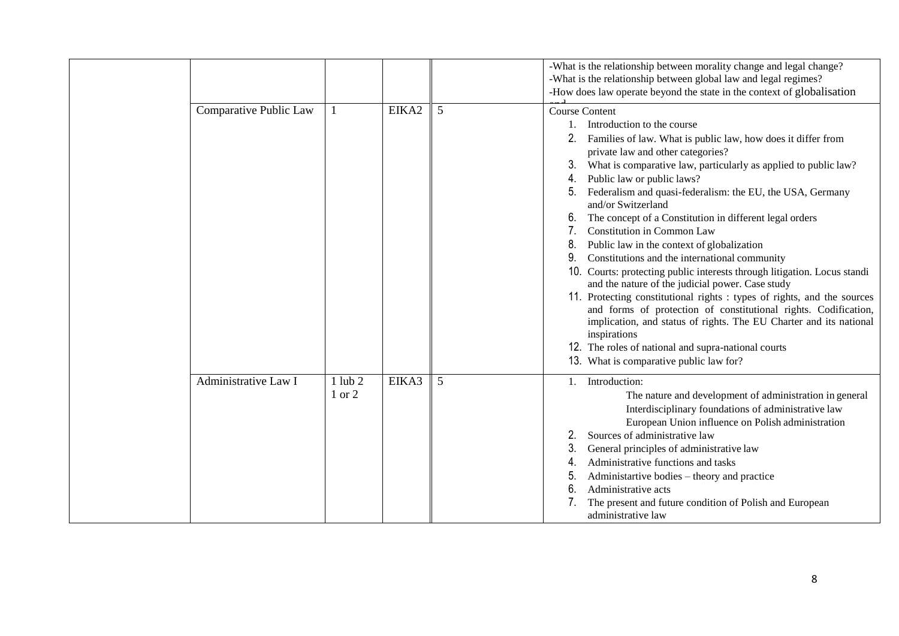|  |  |  |  |  | -What is the relationship between morality change and legal change?<br>-What is the relationship between global law and legal regimes?<br>-How does law operate beyond the state in the context of globalisation and |
|---|---|---|---|---|---|
|  | Comparative Public Law | 1 | EIKA2 | 5 | Course Content<br>1. Introduction to the course<br>2. Families of law. What is public law, how does it differ from private law and other categories?<br>3. What is comparative law, particularly as applied to public law?<br>4. Public law or public laws?<br>5. Federalism and quasi-federalism: the EU, the USA, Germany and/or Switzerland<br>6. The concept of a Constitution in different legal orders<br>7. Constitution in Common Law<br>8. Public law in the context of globalization<br>9. Constitutions and the international community<br>10. Courts: protecting public interests through litigation. Locus standi and the nature of the judicial power. Case study<br>11. Protecting constitutional rights : types of rights, and the sources and forms of protection of constitutional rights. Codification, implication, and status of rights. The EU Charter and its national inspirations<br>12. The roles of national and supra-national courts<br>13. What is comparative public law for? |
|  | Administrative Law I | 1 lub 2<br>1 or 2 | EIKA3 | 5 | 1. Introduction:<br>The nature and development of administration in general<br>Interdisciplinary foundations of administrative law<br>European Union influence on Polish administration<br>2. Sources of administrative law<br>3. General principles of administrative law<br>4. Administrative functions and tasks<br>5. Administartive bodies – theory and practice<br>6. Administrative acts<br>7. The present and future condition of Polish and European administrative law |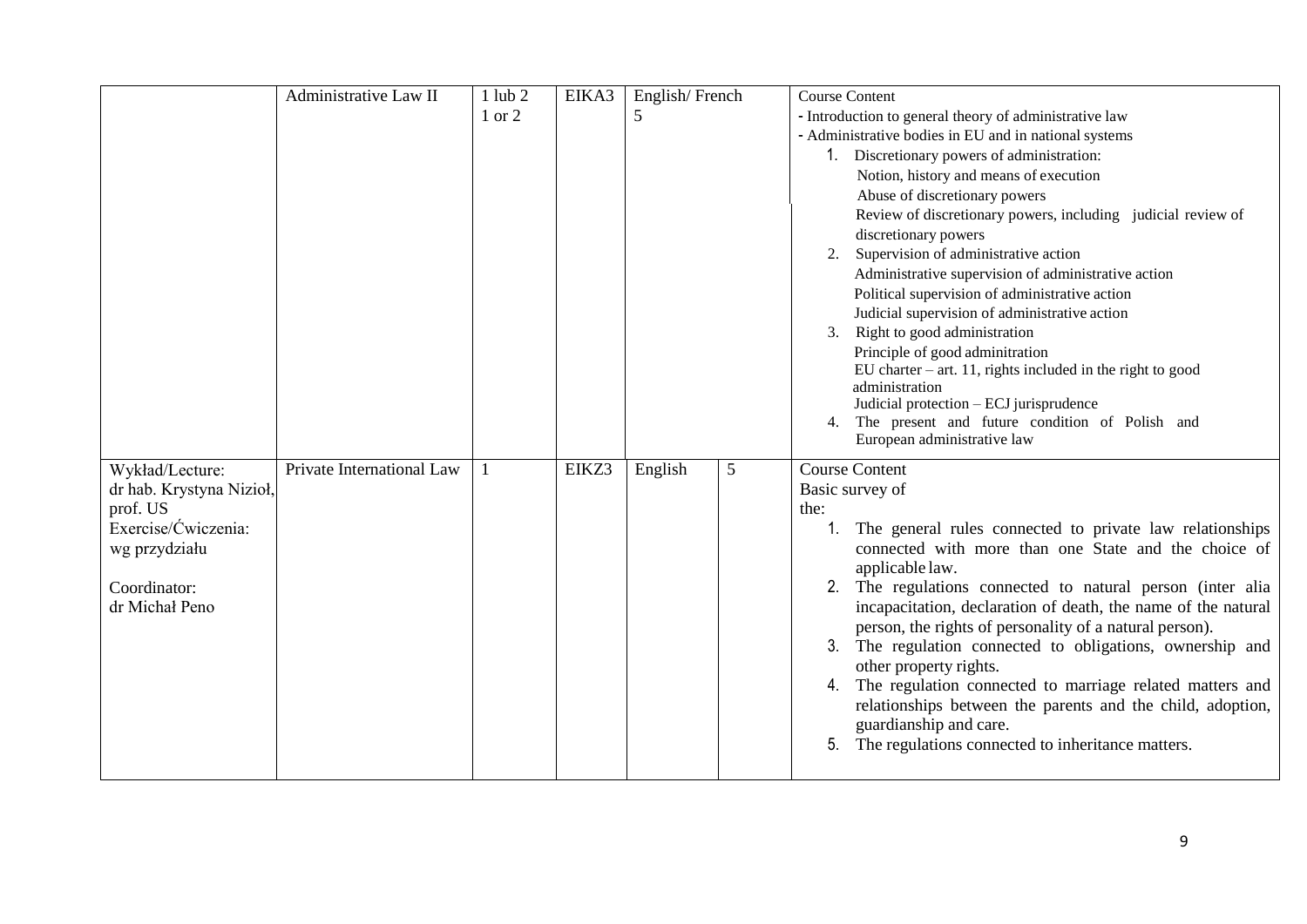| | | | | | | |
|---|---|---|---|---|---|---|
| | Administrative Law II | 1 lub 2<br>1 or 2 | EIKA3 | English/ French<br>5 | | Course Content<br>- Introduction to general theory of administrative law<br>- Administrative bodies in EU and in national systems<br>1. Discretionary powers of administration:<br>Notion, history and means of execution<br>Abuse of discretionary powers<br>Review of discretionary powers, including judicial review of discretionary powers<br>2. Supervision of administrative action<br>Administrative supervision of administrative action<br>Political supervision of administrative action<br>Judicial supervision of administrative action<br>3. Right to good administration<br>Principle of good adminitration<br>EU charter – art. 11, rights included in the right to good administration<br>Judicial protection – ECJ jurisprudence<br>4. The present and future condition of Polish and European administrative law |
| Wykład/Lecture:<br>dr hab. Krystyna Nizioł, prof. US<br>Exercise/Ćwiczenia:<br>wg przydziału<br><br>Coordinator:<br>dr Michał Peno | Private International Law | 1 | EIKZ3 | English | 5 | Course Content<br>Basic survey of the:<br>1. The general rules connected to private law relationships connected with more than one State and the choice of applicable law.<br>2. The regulations connected to natural person (inter alia incapacitation, declaration of death, the name of the natural person, the rights of personality of a natural person).<br>3. The regulation connected to obligations, ownership and other property rights.<br>4. The regulation connected to marriage related matters and relationships between the parents and the child, adoption, guardianship and care.<br>5. The regulations connected to inheritance matters. |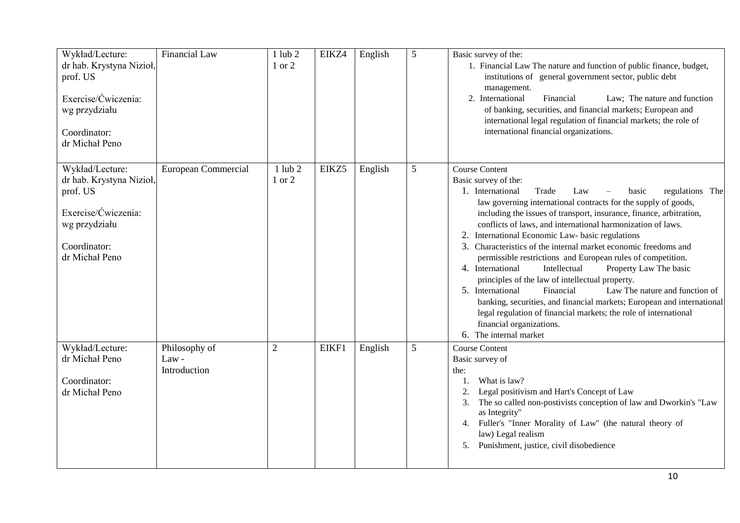| Wykład/Lecture: dr hab. Krystyna Nizioł, prof. US<br><br>Exercise/Ćwiczenia: wg przydziału<br><br>Coordinator: dr Michał Peno | Financial Law | 1 lub 2<br>1 or 2 | EIKZ4 | English | 5 | Basic survey of the:<br>1. Financial Law The nature and function of public finance, budget, institutions of general government sector, public debt management.<br>2. International Financial Law; The nature and function of banking, securities, and financial markets; European and international legal regulation of financial markets; the role of international financial organizations. |
|---|---|---|---|---|---|---|
| Wykład/Lecture: dr hab. Krystyna Nizioł, prof. US<br><br>Exercise/Ćwiczenia: wg przydziału<br><br>Coordinator: dr Michał Peno | European Commercial | 1 lub 2<br>1 or 2 | EIKZ5 | English | 5 | Course Content<br>Basic survey of the:<br>1. International Trade Law – basic regulations The law governing international contracts for the supply of goods, including the issues of transport, insurance, finance, arbitration, conflicts of laws, and international harmonization of laws.<br>2. International Economic Law- basic regulations<br>3. Characteristics of the internal market economic freedoms and permissible restrictions and European rules of competition.<br>4. International Intellectual Property Law The basic principles of the law of intellectual property.<br>5. International Financial Law The nature and function of banking, securities, and financial markets; European and international legal regulation of financial markets; the role of international financial organizations.<br>6. The internal market |
| Wykład/Lecture: dr Michał Peno<br><br>Coordinator: dr Michał Peno | Philosophy of Law - Introduction | 2 | EIKF1 | English | 5 | Course Content<br>Basic survey of the:<br>1. What is law?<br>2. Legal positivism and Hart's Concept of Law<br>3. The so called non-postivists conception of law and Dworkin's "Law as Integrity"<br>4. Fuller's "Inner Morality of Law" (the natural theory of law) Legal realism<br>5. Punishment, justice, civil disobedience |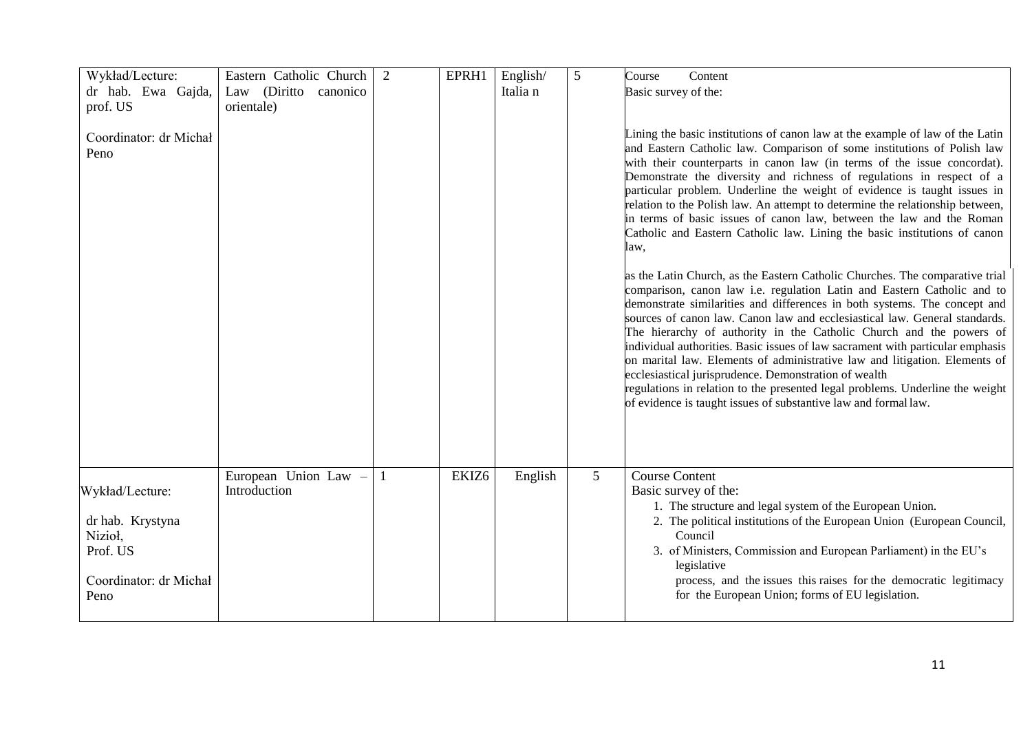| Wykład/Lecture: dr hab. Ewa Gajda, prof. US<br><br>Coordinator: dr Michał Peno | Eastern Catholic Church Law (Diritto canonico orientale) | 2 | EPRH1 | English/ Italia n | 5 | Course Content<br>Basic survey of the:<br><br>Lining the basic institutions of canon law at the example of law of the Latin and Eastern Catholic law. Comparison of some institutions of Polish law with their counterparts in canon law (in terms of the issue concordat). Demonstrate the diversity and richness of regulations in respect of a particular problem. Underline the weight of evidence is taught issues in relation to the Polish law. An attempt to determine the relationship between, in terms of basic issues of canon law, between the law and the Roman Catholic and Eastern Catholic law. Lining the basic institutions of canon law,<br><br>as the Latin Church, as the Eastern Catholic Churches. The comparative trial comparison, canon law i.e. regulation Latin and Eastern Catholic and to demonstrate similarities and differences in both systems. The concept and sources of canon law. Canon law and ecclesiastical law. General standards. The hierarchy of authority in the Catholic Church and the powers of individual authorities. Basic issues of law sacrament with particular emphasis on marital law. Elements of administrative law and litigation. Elements of ecclesiastical jurisprudence. Demonstration of wealth regulations in relation to the presented legal problems. Underline the weight of evidence is taught issues of substantive law and formal law. |
|---|---|---|---|---|---|---|
| Wykład/Lecture:<br><br>dr hab. Krystyna Nizioł, Prof. US<br><br>Coordinator: dr Michał Peno | European Union Law – Introduction | 1 | EKIZ6 | English | 5 | Course Content<br>Basic survey of the:<br>1. The structure and legal system of the European Union.<br>2. The political institutions of the European Union (European Council, Council<br>3. of Ministers, Commission and European Parliament) in the EU's legislative process, and the issues this raises for the democratic legitimacy for the European Union; forms of EU legislation. |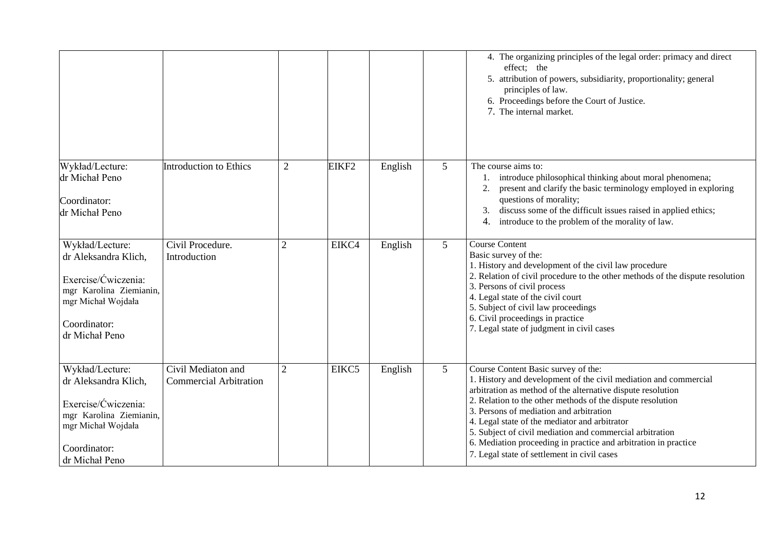| | | | | | | |
|---|---|---|---|---|---|---|
| | | | | | | 4. The organizing principles of the legal order: primacy and direct effect; the<br>5. attribution of powers, subsidiarity, proportionality; general principles of law.<br>6. Proceedings before the Court of Justice.<br>7. The internal market. |
| Wykład/Lecture:<br>dr Michał Peno<br><br>Coordinator:<br>dr Michał Peno | Introduction to Ethics | 2 | EIKF2 | English | 5 | The course aims to:<br>1. introduce philosophical thinking about moral phenomena;<br>2. present and clarify the basic terminology employed in exploring questions of morality;<br>3. discuss some of the difficult issues raised in applied ethics;<br>4. introduce to the problem of the morality of law. |
| Wykład/Lecture:<br>dr Aleksandra Klich,<br><br>Exercise/Ćwiczenia:<br>mgr Karolina Ziemianin, mgr Michał Wojdała<br><br>Coordinator:<br>dr Michał Peno | Civil Procedure. Introduction | 2 | EIKC4 | English | 5 | Course Content<br>Basic survey of the:<br>1. History and development of the civil law procedure<br>2. Relation of civil procedure to the other methods of the dispute resolution<br>3. Persons of civil process<br>4. Legal state of the civil court<br>5. Subject of civil law proceedings<br>6. Civil proceedings in practice<br>7. Legal state of judgment in civil cases |
| Wykład/Lecture:<br>dr Aleksandra Klich,<br><br>Exercise/Ćwiczenia:<br>mgr Karolina Ziemianin, mgr Michał Wojdała<br><br>Coordinator:<br>dr Michał Peno | Civil Mediaton and Commercial Arbitration | 2 | EIKC5 | English | 5 | Course Content Basic survey of the:<br>1. History and development of the civil mediation and commercial arbitration as method of the alternative dispute resolution<br>2. Relation to the other methods of the dispute resolution<br>3. Persons of mediation and arbitration<br>4. Legal state of the mediator and arbitrator<br>5. Subject of civil mediation and commercial arbitration<br>6. Mediation proceeding in practice and arbitration in practice<br>7. Legal state of settlement in civil cases |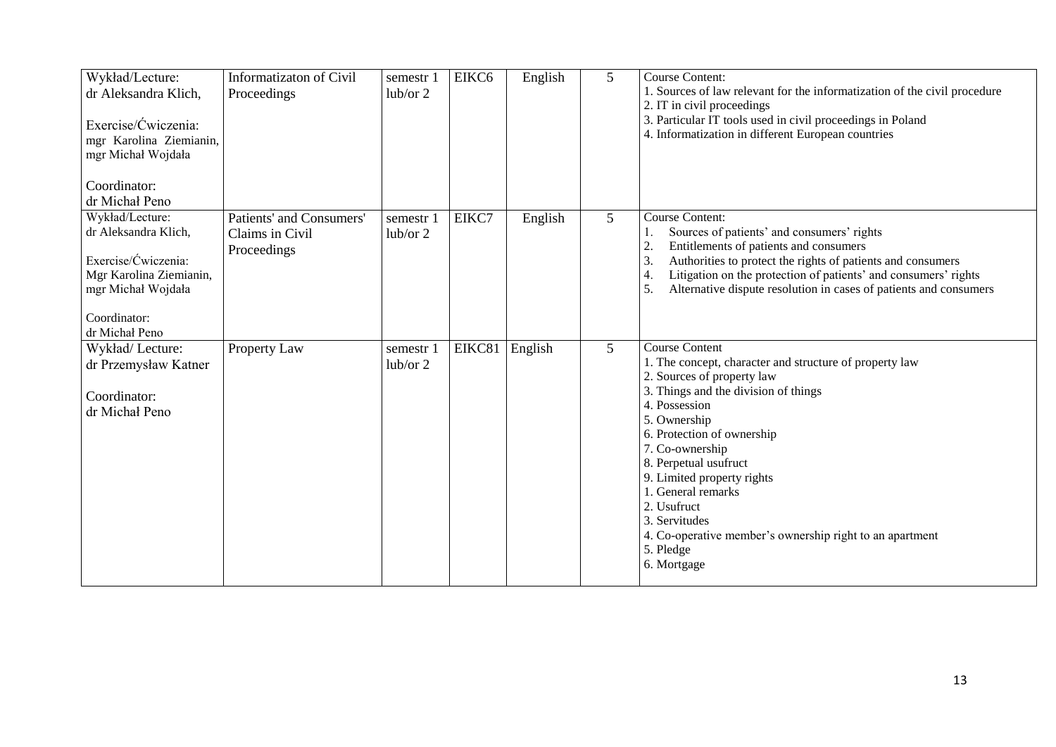| | | | | | | |
|---|---|---|---|---|---|---|
| Wykład/Lecture:<br>dr Aleksandra Klich,<br><br>Exercise/Ćwiczenia:<br>mgr Karolina Ziemianin, mgr Michał Wojdała<br><br>Coordinator:<br>dr Michał Peno | Informatizaton of Civil Proceedings | semestr 1 lub/or 2 | EIKC6 | English | 5 | Course Content:<br>1. Sources of law relevant for the informatization of the civil procedure<br>2. IT in civil proceedings<br>3. Particular IT tools used in civil proceedings in Poland<br>4. Informatization in different European countries |
| Wykład/Lecture:<br>dr Aleksandra Klich,<br><br>Exercise/Ćwiczenia:<br>Mgr Karolina Ziemianin, mgr Michał Wojdała<br><br>Coordinator:<br>dr Michał Peno | Patients' and Consumers' Claims in Civil Proceedings | semestr 1 lub/or 2 | EIKC7 | English | 5 | Course Content:<br>1. Sources of patients' and consumers' rights<br>2. Entitlements of patients and consumers<br>3. Authorities to protect the rights of patients and consumers<br>4. Litigation on the protection of patients' and consumers' rights<br>5. Alternative dispute resolution in cases of patients and consumers |
| Wykład/ Lecture:<br>dr Przemysław Katner<br><br>Coordinator:<br>dr Michał Peno | Property Law | semestr 1 lub/or 2 | EIKC81 | English | 5 | Course Content<br>1. The concept, character and structure of property law<br>2. Sources of property law<br>3. Things and the division of things<br>4. Possession<br>5. Ownership<br>6. Protection of ownership<br>7. Co-ownership<br>8. Perpetual usufruct<br>9. Limited property rights<br>1. General remarks<br>2. Usufruct<br>3. Servitudes<br>4. Co-operative member's ownership right to an apartment<br>5. Pledge<br>6. Mortgage |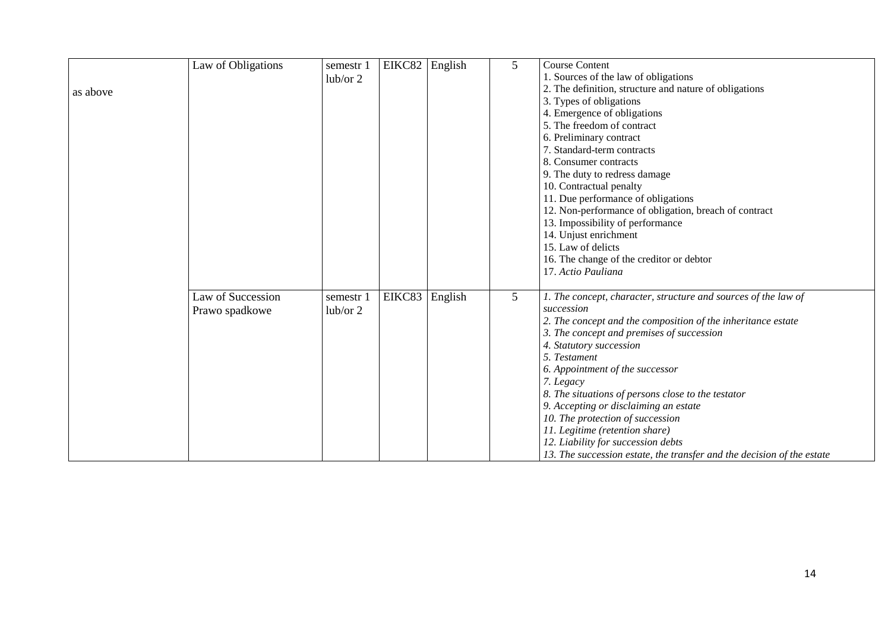| | | | | | | |
|---|---|---|---|---|---|---|
| as above | Law of Obligations | semestr 1 lub/or 2 | EIKC82 | English | 5 | Course Content<br>1. Sources of the law of obligations<br>2. The definition, structure and nature of obligations<br>3. Types of obligations<br>4. Emergence of obligations<br>5. The freedom of contract<br>6. Preliminary contract<br>7. Standard-term contracts<br>8. Consumer contracts<br>9. The duty to redress damage<br>10. Contractual penalty<br>11. Due performance of obligations<br>12. Non-performance of obligation, breach of contract<br>13. Impossibility of performance<br>14. Unjust enrichment<br>15. Law of delicts<br>16. The change of the creditor or debtor<br>17. *Actio Pauliana* |
| | Law of Succession<br>Prawo spadkowe | semestr 1 lub/or 2 | EIKC83 | English | 5 | *1. The concept, character, structure and sources of the law of succession*<br>*2. The concept and the composition of the inheritance estate*<br>*3. The concept and premises of succession*<br>*4. Statutory succession*<br>*5. Testament*<br>*6. Appointment of the successor*<br>*7. Legacy*<br>*8. The situations of persons close to the testator*<br>*9. Accepting or disclaiming an estate*<br>*10. The protection of succession*<br>*11. Legitime (retention share)*<br>*12. Liability for succession debts*<br>*13. The succession estate, the transfer and the decision of the estate* |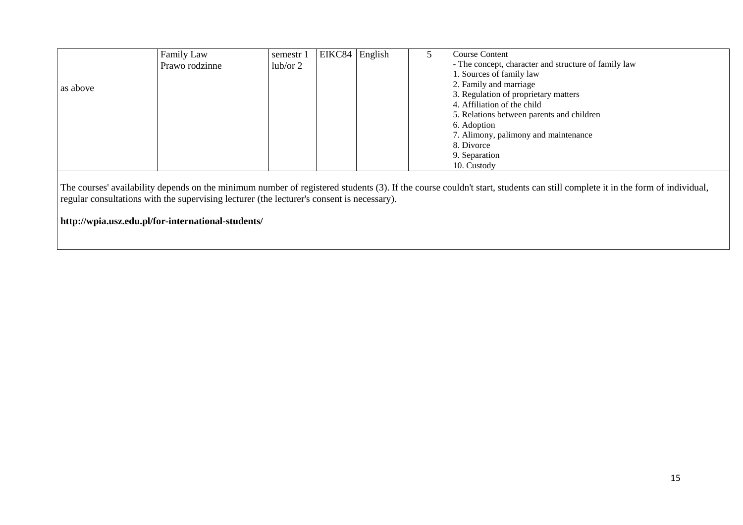| | | | | | | |
|---|---|---|---|---|---|---|
| as above | Family Law<br>Prawo rodzinne | semestr 1<br>lub/or 2 | EIKC84 | English | 5 | Course Content<br>- The concept, character and structure of family law<br>1. Sources of family law<br>2. Family and marriage<br>3. Regulation of proprietary matters<br>4. Affiliation of the child<br>5. Relations between parents and children<br>6. Adoption<br>7. Alimony, palimony and maintenance<br>8. Divorce<br>9. Separation<br>10. Custody |

The courses' availability depends on the minimum number of registered students (3). If the course couldn't start, students can still complete it in the form of individual, regular consultations with the supervising lecturer (the lecturer's consent is necessary).

**http://wpia.usz.edu.pl/for-international-students/**